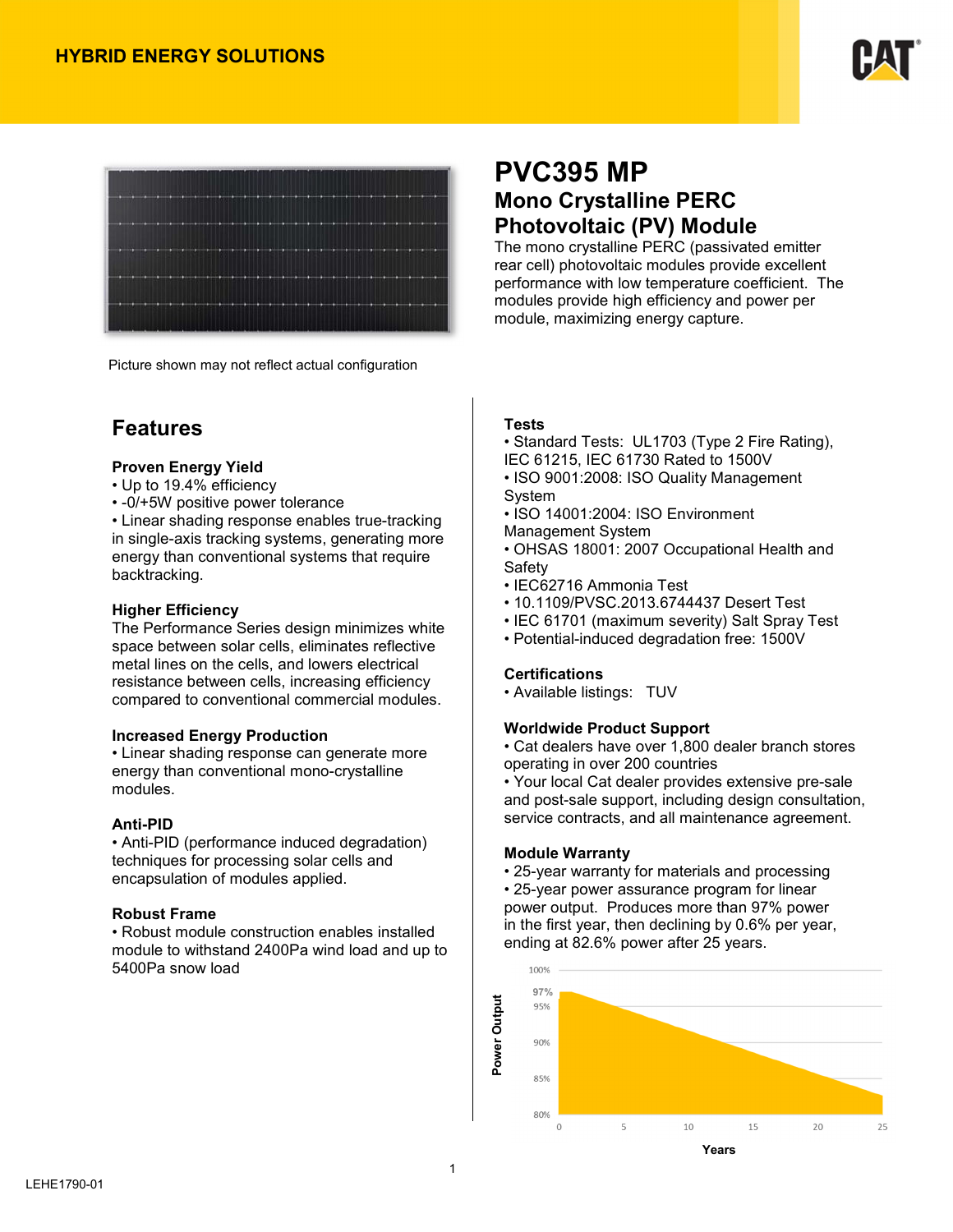HYBRID ENERGY SOLUTIONS

# PVC395 MP

## Mono Crystalline PERC Photovoltaic (PV) Module

The mono crystalline PERC (passivated emitter rear cell) photovoltaic modules provide excellent performance with low temperature coefficient. The modules provide high efficiency and power per module, maximizing energy capture.

Picture shown may not reflect actual configuration

## Features

### Proven Energy Yield

- Up to 19.4% efficiency
- -0/+5W positive power tolerance
- Linear shading response enables true-tracking in single-axis tracking systems, generating more energy than conventional systems that require backtracking.

### Higher Efficiency

The Performance Series design minimizes white space between solar cells, eliminates reflective metal lines on the cells, and lowers electrical resistance between cells, increasing efficiency compared to conventional commercial modules.

### Increased Energy Production

- Linear shading response can generate more energy than conventional mono-crystalline modules.

### Anti-PID

- Anti-PID (performance induced degradation) techniques for processing solar cells and encapsulation of modules applied.

### Robust Frame

- Robust module construction enables installed module to withstand 2400Pa wind load and up to 5400Pa snow load

### Tests

- Standard Tests: UL1703 (Type 2 Fire Rating), IEC 61215, IEC 61730 Rated to 1500V
- ISO 9001:2008: ISO Quality Management System
- ISO 14001:2004: ISO Environment Management System
- OHSAS 18001: 2007 Occupational Health and Safety
- IEC62716 Ammonia Test
- 10.1109/PVSC.2013.6744437 Desert Test
- IEC 61701 (maximum severity) Salt Spray Test
- Potential-induced degradation free: 1500V

### Certifications

- Available listings: TUV

### Worldwide Product Support

- Cat dealers have over 1,800 dealer branch stores operating in over 200 countries
- Your local Cat dealer provides extensive pre-sale and post-sale support, including design consultation, service contracts, and all maintenance agreement.

### Module Warranty

- 25-year warranty for materials and processing
- 25-year power assurance program for linear power output. Produces more than 97% power in the first year, then declining by 0.6% per year, ending at 82.6% power after 25 years.

LEHE1790-01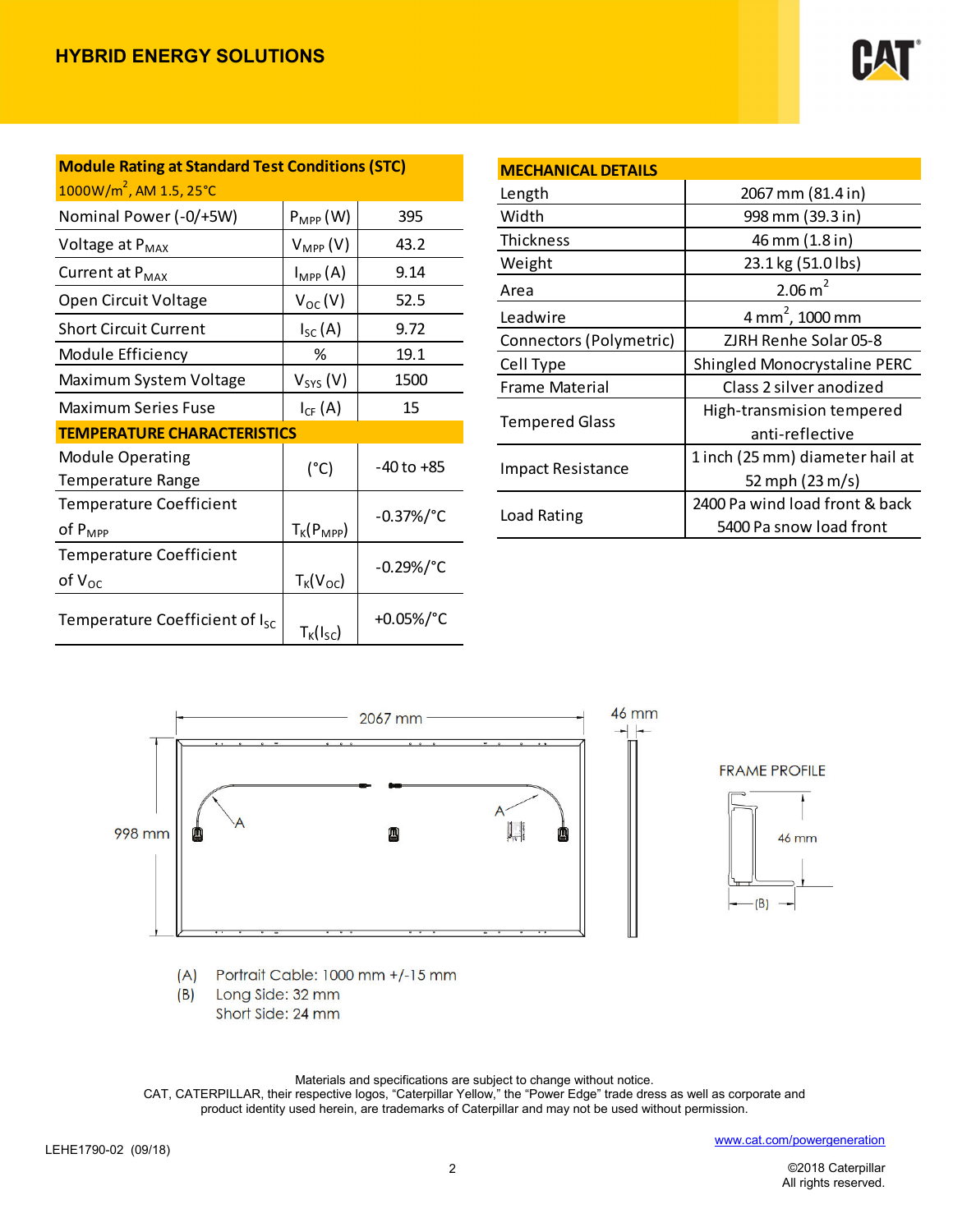HYBRID ENERGY SOLUTIONS

| Module Rating at Standard Test Conditions (STC) 1000W/m$^2$, AM 1.5, 25°C | | |
|---|---|---|
| Nominal Power (-0/+5W) | $P_{MPP}$ (W) | 395 |
| Voltage at $P_{MAX}$ | $V_{MPP}$ (V) | 43.2 |
| Current at $P_{MAX}$ | $I_{MPP}$ (A) | 9.14 |
| Open Circuit Voltage | $V_{OC}$ (V) | 52.5 |
| Short Circuit Current | $I_{SC}$ (A) | 9.72 |
| Module Efficiency | % | 19.1 |
| Maximum System Voltage | $V_{SYS}$ (V) | 1500 |
| Maximum Series Fuse | $I_{CF}$ (A) | 15 |
| **TEMPERATURE CHARACTERISTICS** | | |
| Module Operating Temperature Range | (°C) | -40 to +85 |
| Temperature Coefficient of $P_{MPP}$ | $T_K(P_{MPP})$ | -0.37%/°C |
| Temperature Coefficient of $V_{OC}$ | $T_K(V_{OC})$ | -0.29%/°C |
| Temperature Coefficient of $I_{SC}$ | $T_K(I_{SC})$ | +0.05%/°C |

| MECHANICAL DETAILS | |
|---|---|
| Length | 2067 mm (81.4 in) |
| Width | 998 mm (39.3 in) |
| Thickness | 46 mm (1.8 in) |
| Weight | 23.1 kg (51.0 lbs) |
| Area | 2.06 m$^2$ |
| Leadwire | 4 mm$^2$, 1000 mm |
| Connectors (Polymetric) | ZJRH Renhe Solar 05-8 |
| Cell Type | Shingled Monocrystaline PERC |
| Frame Material | Class 2 silver anodized |
| Tempered Glass | High-transmision tempered anti-reflective |
| Impact Resistance | 1 inch (25 mm) diameter hail at 52 mph (23 m/s) |
| Load Rating | 2400 Pa wind load front & back 5400 Pa snow load front |

2067 mm

46 mm

998 mm

A

A

FRAME PROFILE

46 mm

(B)

(A) Portrait Cable: 1000 mm +/-15 mm

(B) Long Side: 32 mm
Short Side: 24 mm

Materials and specifications are subject to change without notice.
CAT, CATERPILLAR, their respective logos, "Caterpillar Yellow," the "Power Edge" trade dress as well as corporate and product identity used herein, are trademarks of Caterpillar and may not be used without permission.

LEHE1790-02 (09/18)

www.cat.com/powergeneration

©2018 Caterpillar
All rights reserved.